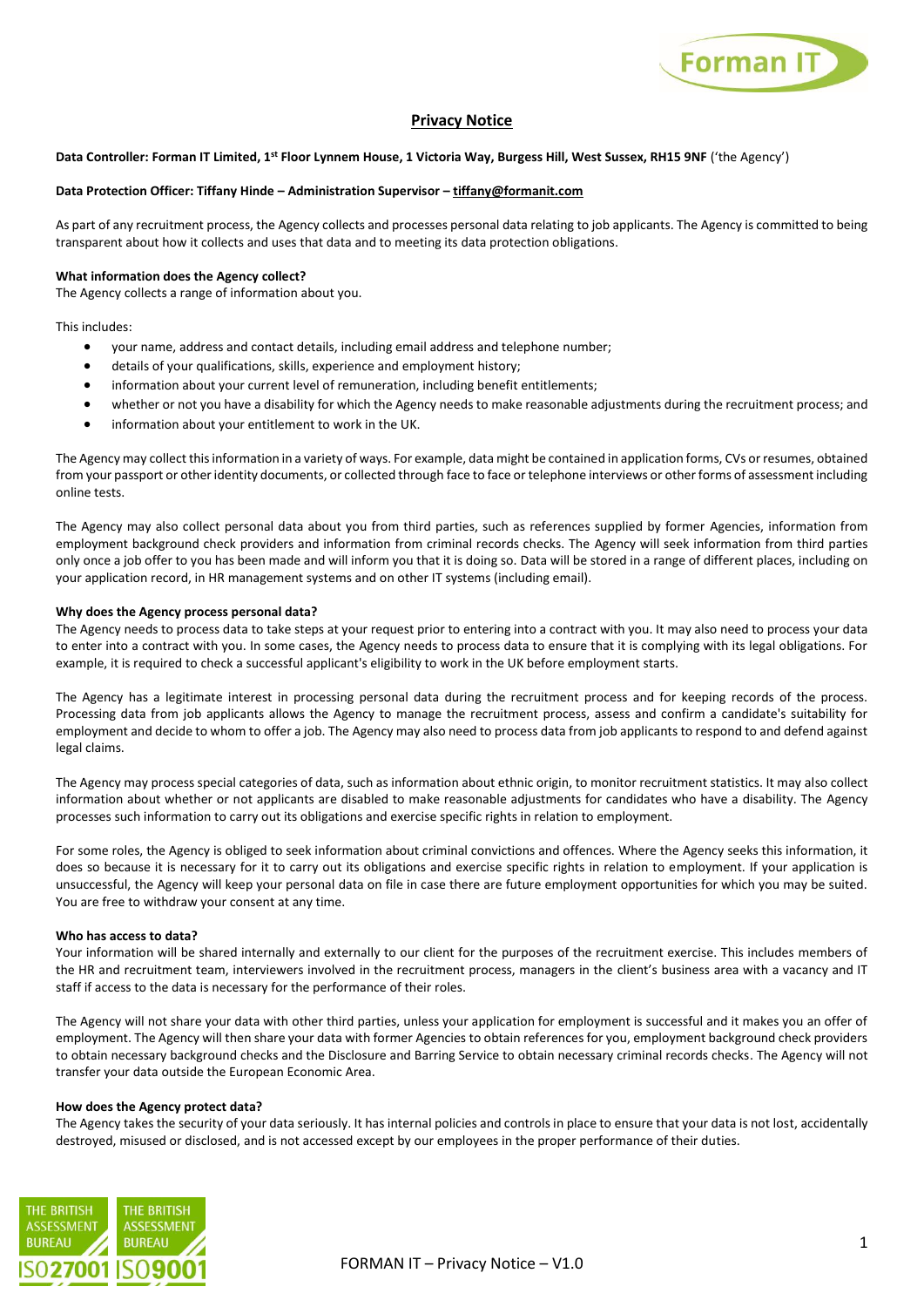# Privacy Notice

**Data Controller: Forman IT Limited, 1st Floor Lynnem House, 1 Victoria Way, Burgess Hill, West Sussex, RH15 9NF** ('the Agency')

**Data Protection Officer: Tiffany Hinde – Administration Supervisor – tiffany@formanit.com**

As part of any recruitment process, the Agency collects and processes personal data relating to job applicants. The Agency is committed to being transparent about how it collects and uses that data and to meeting its data protection obligations.

**What information does the Agency collect?**
The Agency collects a range of information about you.

This includes:

- your name, address and contact details, including email address and telephone number;
- details of your qualifications, skills, experience and employment history;
- information about your current level of remuneration, including benefit entitlements;
- whether or not you have a disability for which the Agency needs to make reasonable adjustments during the recruitment process; and
- information about your entitlement to work in the UK.

The Agency may collect this information in a variety of ways. For example, data might be contained in application forms, CVs or resumes, obtained from your passport or other identity documents, or collected through face to face or telephone interviews or other forms of assessment including online tests.

The Agency may also collect personal data about you from third parties, such as references supplied by former Agencies, information from employment background check providers and information from criminal records checks. The Agency will seek information from third parties only once a job offer to you has been made and will inform you that it is doing so. Data will be stored in a range of different places, including on your application record, in HR management systems and on other IT systems (including email).

**Why does the Agency process personal data?**
The Agency needs to process data to take steps at your request prior to entering into a contract with you. It may also need to process your data to enter into a contract with you. In some cases, the Agency needs to process data to ensure that it is complying with its legal obligations. For example, it is required to check a successful applicant's eligibility to work in the UK before employment starts.

The Agency has a legitimate interest in processing personal data during the recruitment process and for keeping records of the process. Processing data from job applicants allows the Agency to manage the recruitment process, assess and confirm a candidate's suitability for employment and decide to whom to offer a job. The Agency may also need to process data from job applicants to respond to and defend against legal claims.

The Agency may process special categories of data, such as information about ethnic origin, to monitor recruitment statistics. It may also collect information about whether or not applicants are disabled to make reasonable adjustments for candidates who have a disability. The Agency processes such information to carry out its obligations and exercise specific rights in relation to employment.

For some roles, the Agency is obliged to seek information about criminal convictions and offences. Where the Agency seeks this information, it does so because it is necessary for it to carry out its obligations and exercise specific rights in relation to employment. If your application is unsuccessful, the Agency will keep your personal data on file in case there are future employment opportunities for which you may be suited. You are free to withdraw your consent at any time.

**Who has access to data?**
Your information will be shared internally and externally to our client for the purposes of the recruitment exercise. This includes members of the HR and recruitment team, interviewers involved in the recruitment process, managers in the client's business area with a vacancy and IT staff if access to the data is necessary for the performance of their roles.

The Agency will not share your data with other third parties, unless your application for employment is successful and it makes you an offer of employment. The Agency will then share your data with former Agencies to obtain references for you, employment background check providers to obtain necessary background checks and the Disclosure and Barring Service to obtain necessary criminal records checks. The Agency will not transfer your data outside the European Economic Area.

**How does the Agency protect data?**
The Agency takes the security of your data seriously. It has internal policies and controls in place to ensure that your data is not lost, accidentally destroyed, misused or disclosed, and is not accessed except by our employees in the proper performance of their duties.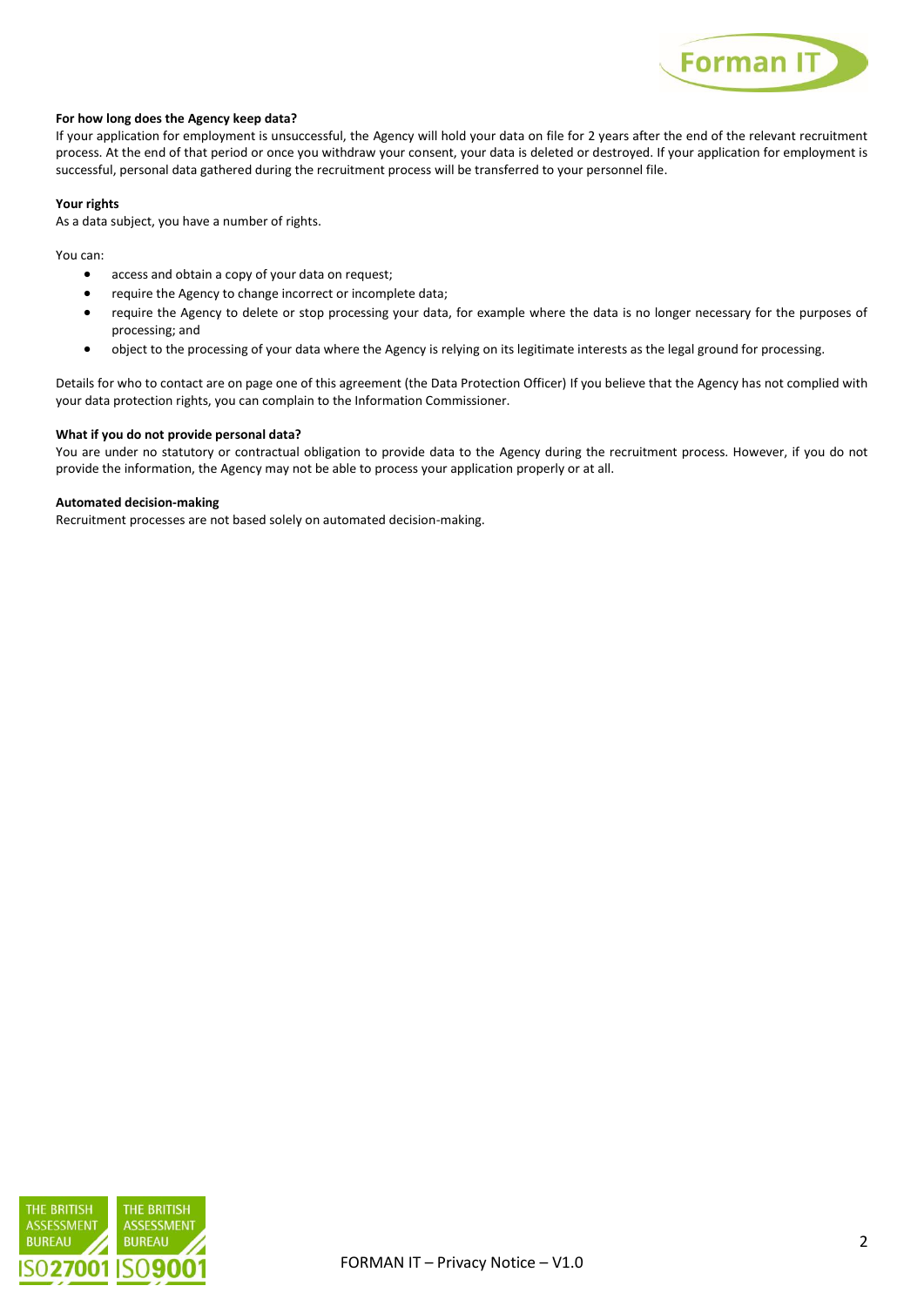**For how long does the Agency keep data?**

If your application for employment is unsuccessful, the Agency will hold your data on file for 2 years after the end of the relevant recruitment process. At the end of that period or once you withdraw your consent, your data is deleted or destroyed. If your application for employment is successful, personal data gathered during the recruitment process will be transferred to your personnel file.

**Your rights**

As a data subject, you have a number of rights.

You can:

- access and obtain a copy of your data on request;
- require the Agency to change incorrect or incomplete data;
- require the Agency to delete or stop processing your data, for example where the data is no longer necessary for the purposes of processing; and
- object to the processing of your data where the Agency is relying on its legitimate interests as the legal ground for processing.

Details for who to contact are on page one of this agreement (the Data Protection Officer) If you believe that the Agency has not complied with your data protection rights, you can complain to the Information Commissioner.

**What if you do not provide personal data?**

You are under no statutory or contractual obligation to provide data to the Agency during the recruitment process. However, if you do not provide the information, the Agency may not be able to process your application properly or at all.

**Automated decision-making**

Recruitment processes are not based solely on automated decision-making.